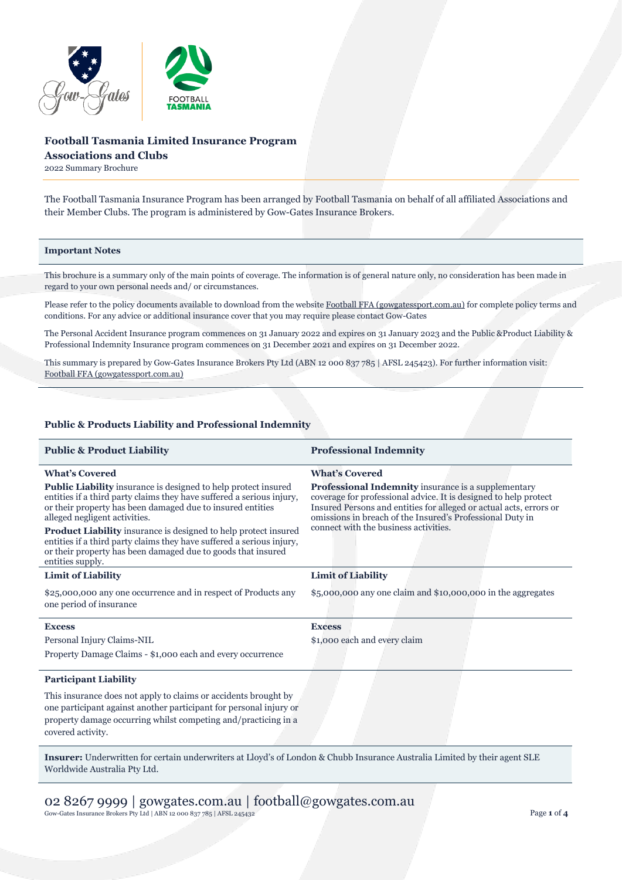# Football Tasmania Limited Insurance Program

## Associations and Clubs

2022 Summary Brochure

The Football Tasmania Insurance Program has been arranged by Football Tasmania on behalf of all affiliated Associations and their Member Clubs. The program is administered by Gow-Gates Insurance Brokers.

### Important Notes

This brochure is a summary only of the main points of coverage. The information is of general nature only, no consideration has been made in regard to your own personal needs and/ or circumstances.

Please refer to the policy documents available to download from the website Football FFA (gowgatessport.com.au) for complete policy terms and conditions. For any advice or additional insurance cover that you may require please contact Gow-Gates

The Personal Accident Insurance program commences on 31 January 2022 and expires on 31 January 2023 and the Public &Product Liability & Professional Indemnity Insurance program commences on 31 December 2021 and expires on 31 December 2022.

This summary is prepared by Gow-Gates Insurance Brokers Pty Ltd (ABN 12 000 837 785 | AFSL 245423). For further information visit: Football FFA (gowgatessport.com.au)

### Public & Products Liability and Professional Indemnity

| Public & Product Liability | Professional Indemnity |
|---|---|
| **What's Covered**<br>**Public Liability** insurance is designed to help protect insured entities if a third party claims they have suffered a serious injury, or their property has been damaged due to insured entities alleged negligent activities.<br>**Product Liability** insurance is designed to help protect insured entities if a third party claims they have suffered a serious injury, or their property has been damaged due to goods that insured entities supply. | **What's Covered**<br>**Professional Indemnity** insurance is a supplementary coverage for professional advice. It is designed to help protect Insured Persons and entities for alleged or actual acts, errors or omissions in breach of the Insured's Professional Duty in connect with the business activities. |
| **Limit of Liability**<br>$25,000,000 any one occurrence and in respect of Products any one period of insurance | **Limit of Liability**<br>$5,000,000 any one claim and $10,000,000 in the aggregates |
| **Excess**<br>Personal Injury Claims-NIL<br>Property Damage Claims - $1,000 each and every occurrence | **Excess**<br>$1,000 each and every claim |
| **Participant Liability**<br>This insurance does not apply to claims or accidents brought by one participant against another participant for personal injury or property damage occurring whilst competing and/practicing in a covered activity. | |

**Insurer:** Underwritten for certain underwriters at Lloyd's of London & Chubb Insurance Australia Limited by their agent SLE Worldwide Australia Pty Ltd.

02 8267 9999 | gowgates.com.au | football@gowgates.com.au

Gow-Gates Insurance Brokers Pty Ltd | ABN 12 000 837 785 | AFSL 245432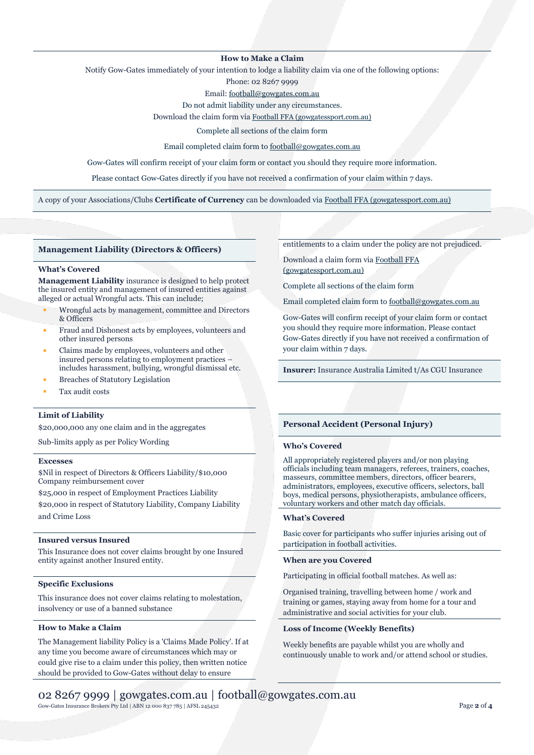### How to Make a Claim

Notify Gow-Gates immediately of your intention to lodge a liability claim via one of the following options:

Phone: 02 8267 9999

Email: football@gowgates.com.au

Do not admit liability under any circumstances.

Download the claim form via Football FFA (gowgatessport.com.au)

Complete all sections of the claim form

Email completed claim form to football@gowgates.com.au

Gow-Gates will confirm receipt of your claim form or contact you should they require more information.

Please contact Gow-Gates directly if you have not received a confirmation of your claim within 7 days.

A copy of your Associations/Clubs **Certificate of Currency** can be downloaded via Football FFA (gowgatessport.com.au)

## Management Liability (Directors & Officers)

### What's Covered

**Management Liability** insurance is designed to help protect the insured entity and management of insured entities against alleged or actual Wrongful acts. This can include;

- Wrongful acts by management, committee and Directors & Officers
- Fraud and Dishonest acts by employees, volunteers and other insured persons
- Claims made by employees, volunteers and other insured persons relating to employment practices – includes harassment, bullying, wrongful dismissal etc.
- Breaches of Statutory Legislation
- Tax audit costs

### Limit of Liability

$20,000,000 any one claim and in the aggregates

Sub-limits apply as per Policy Wording

### Excesses

$Nil in respect of Directors & Officers Liability/$10,000 Company reimbursement cover

$25,000 in respect of Employment Practices Liability

$20,000 in respect of Statutory Liability, Company Liability and Crime Loss

### Insured versus Insured

This Insurance does not cover claims brought by one Insured entity against another Insured entity.

### Specific Exclusions

This insurance does not cover claims relating to molestation, insolvency or use of a banned substance

### How to Make a Claim

The Management liability Policy is a 'Claims Made Policy'. If at any time you become aware of circumstances which may or could give rise to a claim under this policy, then written notice should be provided to Gow-Gates without delay to ensure entitlements to a claim under the policy are not prejudiced.

Download a claim form via Football FFA (gowgatessport.com.au)

Complete all sections of the claim form

Email completed claim form to football@gowgates.com.au

Gow-Gates will confirm receipt of your claim form or contact you should they require more information. Please contact Gow-Gates directly if you have not received a confirmation of your claim within 7 days.

**Insurer:** Insurance Australia Limited t/As CGU Insurance

## Personal Accident (Personal Injury)

### Who's Covered

All appropriately registered players and/or non playing officials including team managers, referees, trainers, coaches, masseurs, committee members, directors, officer bearers, administrators, employees, executive officers, selectors, ball boys, medical persons, physiotherapists, ambulance officers, voluntary workers and other match day officials.

### What's Covered

Basic cover for participants who suffer injuries arising out of participation in football activities.

### When are you Covered

Participating in official football matches. As well as:

Organised training, travelling between home / work and training or games, staying away from home for a tour and administrative and social activities for your club.

### Loss of Income (Weekly Benefits)

Weekly benefits are payable whilst you are wholly and continuously unable to work and/or attend school or studies.

02 8267 9999 | gowgates.com.au | football@gowgates.com.au

Gow-Gates Insurance Brokers Pty Ltd | ABN 12 000 837 785 | AFSL 245432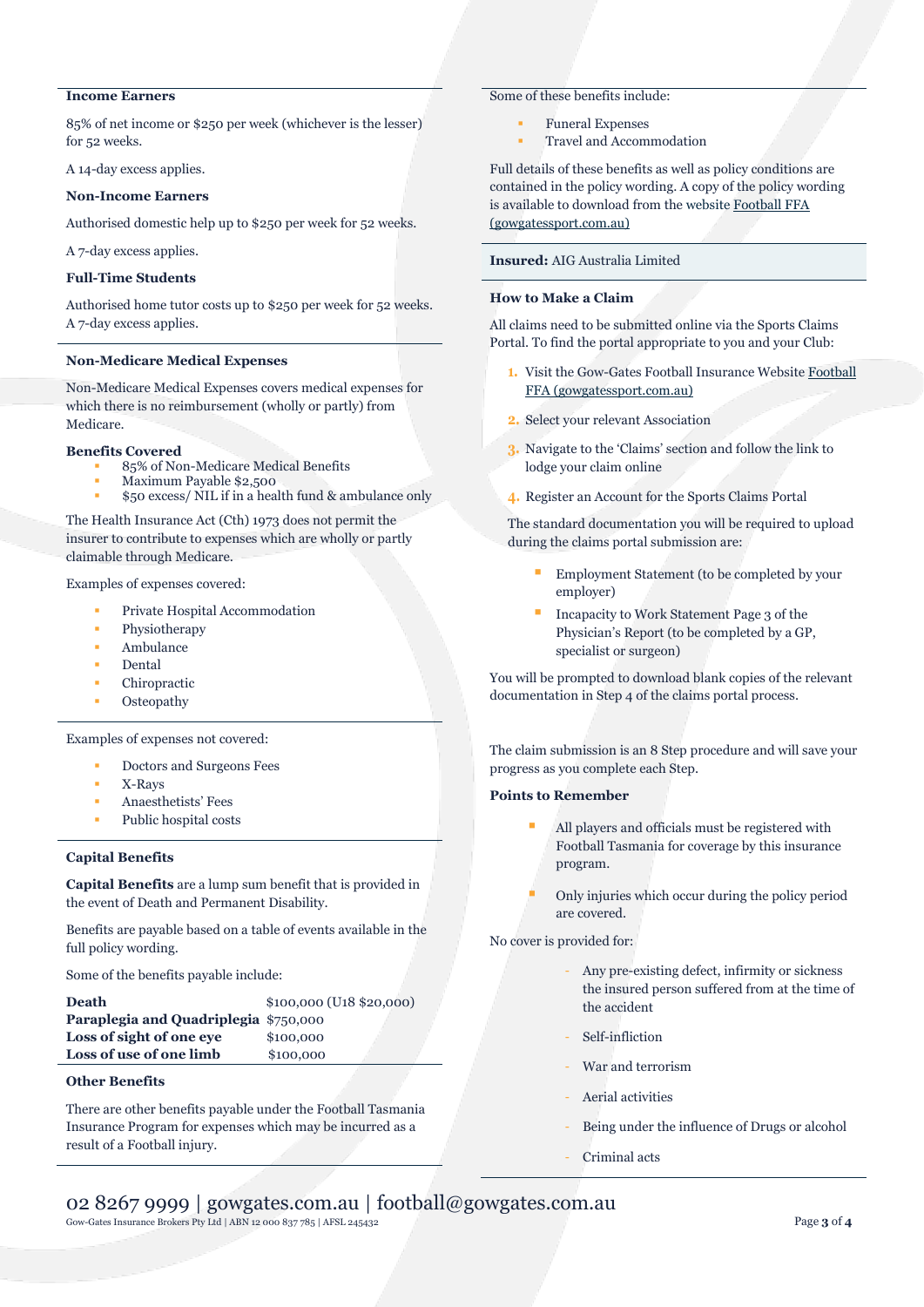**Income Earners**

85% of net income or $250 per week (whichever is the lesser) for 52 weeks.

A 14-day excess applies.

**Non-Income Earners**

Authorised domestic help up to $250 per week for 52 weeks.

A 7-day excess applies.

**Full-Time Students**

Authorised home tutor costs up to $250 per week for 52 weeks. A 7-day excess applies.

**Non-Medicare Medical Expenses**

Non-Medicare Medical Expenses covers medical expenses for which there is no reimbursement (wholly or partly) from Medicare.

**Benefits Covered**

- 85% of Non-Medicare Medical Benefits
- Maximum Payable $2,500
- $50 excess/ NIL if in a health fund & ambulance only

The Health Insurance Act (Cth) 1973 does not permit the insurer to contribute to expenses which are wholly or partly claimable through Medicare.

Examples of expenses covered:

- Private Hospital Accommodation
- Physiotherapy
- Ambulance
- Dental
- Chiropractic
- Osteopathy

Examples of expenses not covered:

- Doctors and Surgeons Fees
- X-Rays
- Anaesthetists' Fees
- Public hospital costs

**Capital Benefits**

**Capital Benefits** are a lump sum benefit that is provided in the event of Death and Permanent Disability.

Benefits are payable based on a table of events available in the full policy wording.

Some of the benefits payable include:

| | |
|---|---|
| **Death** | $100,000 (U18 $20,000) |
| **Paraplegia and Quadriplegia** | $750,000 |
| **Loss of sight of one eye** | $100,000 |
| **Loss of use of one limb** | $100,000 |

**Other Benefits**

There are other benefits payable under the Football Tasmania Insurance Program for expenses which may be incurred as a result of a Football injury.

Some of these benefits include:

- Funeral Expenses
- Travel and Accommodation

Full details of these benefits as well as policy conditions are contained in the policy wording. A copy of the policy wording is available to download from the website Football FFA (gowgatessport.com.au)

**Insured:** AIG Australia Limited

**How to Make a Claim**

All claims need to be submitted online via the Sports Claims Portal. To find the portal appropriate to you and your Club:

1. Visit the Gow-Gates Football Insurance Website Football FFA (gowgatessport.com.au)
2. Select your relevant Association
3. Navigate to the 'Claims' section and follow the link to lodge your claim online
4. Register an Account for the Sports Claims Portal

The standard documentation you will be required to upload during the claims portal submission are:

- Employment Statement (to be completed by your employer)
- Incapacity to Work Statement Page 3 of the Physician's Report (to be completed by a GP, specialist or surgeon)

You will be prompted to download blank copies of the relevant documentation in Step 4 of the claims portal process.

The claim submission is an 8 Step procedure and will save your progress as you complete each Step.

**Points to Remember**

- All players and officials must be registered with Football Tasmania for coverage by this insurance program.
- Only injuries which occur during the policy period are covered.

No cover is provided for:

- Any pre-existing defect, infirmity or sickness the insured person suffered from at the time of the accident
- Self-infliction
- War and terrorism
- Aerial activities
- Being under the influence of Drugs or alcohol
- Criminal acts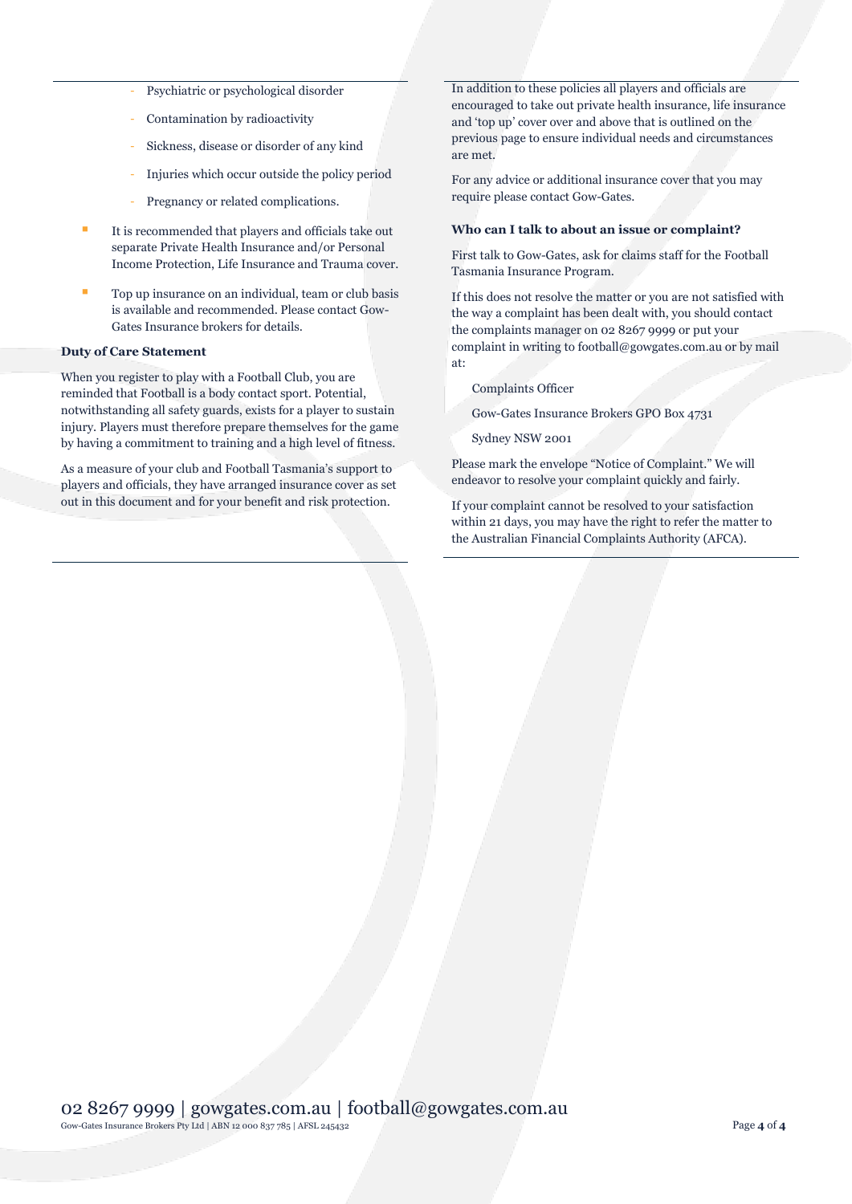- Psychiatric or psychological disorder
- Contamination by radioactivity
- Sickness, disease or disorder of any kind
- Injuries which occur outside the policy period
- Pregnancy or related complications.

- It is recommended that players and officials take out separate Private Health Insurance and/or Personal Income Protection, Life Insurance and Trauma cover.
- Top up insurance on an individual, team or club basis is available and recommended. Please contact Gow-Gates Insurance brokers for details.

**Duty of Care Statement**

When you register to play with a Football Club, you are reminded that Football is a body contact sport. Potential, notwithstanding all safety guards, exists for a player to sustain injury. Players must therefore prepare themselves for the game by having a commitment to training and a high level of fitness.

As a measure of your club and Football Tasmania's support to players and officials, they have arranged insurance cover as set out in this document and for your benefit and risk protection.

In addition to these policies all players and officials are encouraged to take out private health insurance, life insurance and 'top up' cover over and above that is outlined on the previous page to ensure individual needs and circumstances are met.

For any advice or additional insurance cover that you may require please contact Gow-Gates.

**Who can I talk to about an issue or complaint?**

First talk to Gow-Gates, ask for claims staff for the Football Tasmania Insurance Program.

If this does not resolve the matter or you are not satisfied with the way a complaint has been dealt with, you should contact the complaints manager on 02 8267 9999 or put your complaint in writing to football@gowgates.com.au or by mail at:

Complaints Officer

Gow-Gates Insurance Brokers GPO Box 4731

Sydney NSW 2001

Please mark the envelope "Notice of Complaint." We will endeavor to resolve your complaint quickly and fairly.

If your complaint cannot be resolved to your satisfaction within 21 days, you may have the right to refer the matter to the Australian Financial Complaints Authority (AFCA).

02 8267 9999 | gowgates.com.au | football@gowgates.com.au

Gow-Gates Insurance Brokers Pty Ltd | ABN 12 000 837 785 | AFSL 245432